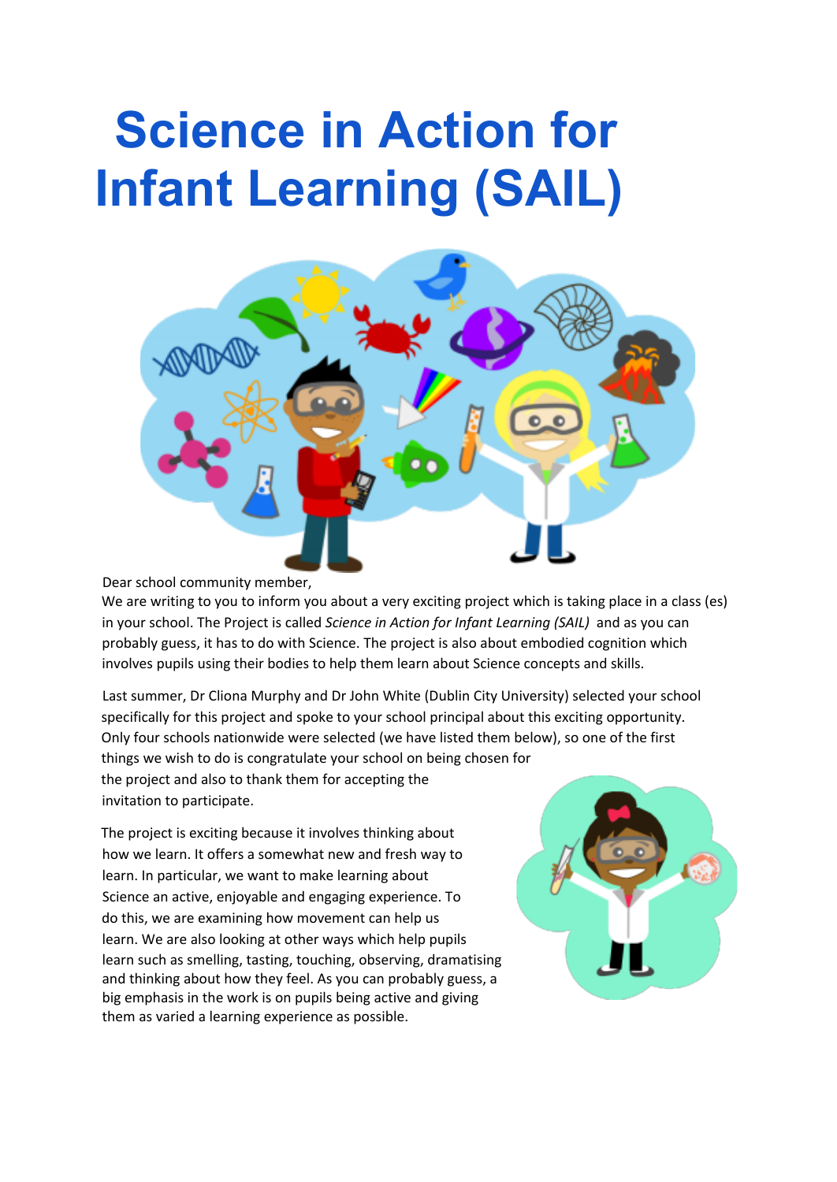# Science in Action for Infant Learning (SAIL)

Dear school community member,

We are writing to you to inform you about a very exciting project which is taking place in a class (es) in your school. The Project is called *Science in Action for Infant Learning (SAIL)* and as you can probably guess, it has to do with Science. The project is also about embodied cognition which involves pupils using their bodies to help them learn about Science concepts and skills.

Last summer, Dr Cliona Murphy and Dr John White (Dublin City University) selected your school specifically for this project and spoke to your school principal about this exciting opportunity. Only four schools nationwide were selected (we have listed them below), so one of the first things we wish to do is congratulate your school on being chosen for the project and also to thank them for accepting the invitation to participate.

The project is exciting because it involves thinking about how we learn. It offers a somewhat new and fresh way to learn. In particular, we want to make learning about Science an active, enjoyable and engaging experience. To do this, we are examining how movement can help us learn. We are also looking at other ways which help pupils learn such as smelling, tasting, touching, observing, dramatising and thinking about how they feel. As you can probably guess, a big emphasis in the work is on pupils being active and giving them as varied a learning experience as possible.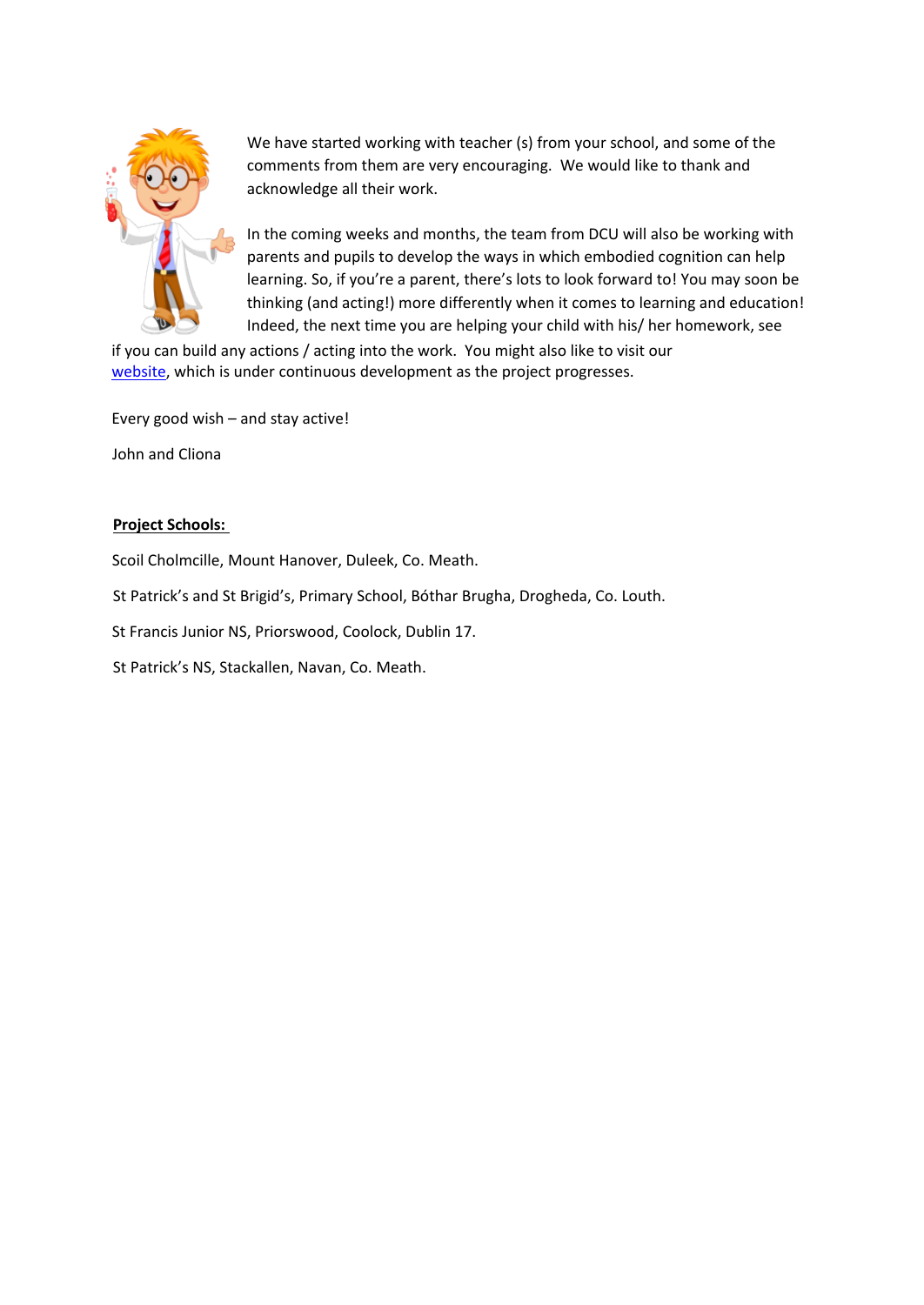We have started working with teacher (s) from your school, and some of the comments from them are very encouraging. We would like to thank and acknowledge all their work.

In the coming weeks and months, the team from DCU will also be working with parents and pupils to develop the ways in which embodied cognition can help learning. So, if you're a parent, there's lots to look forward to! You may soon be thinking (and acting!) more differently when it comes to learning and education! Indeed, the next time you are helping your child with his/ her homework, see if you can build any actions / acting into the work. You might also like to visit our website, which is under continuous development as the project progresses.

Every good wish – and stay active!

John and Cliona

**Project Schools:**

Scoil Cholmcille, Mount Hanover, Duleek, Co. Meath.

St Patrick's and St Brigid's, Primary School, Bóthar Brugha, Drogheda, Co. Louth.

St Francis Junior NS, Priorswood, Coolock, Dublin 17.

St Patrick's NS, Stackallen, Navan, Co. Meath.